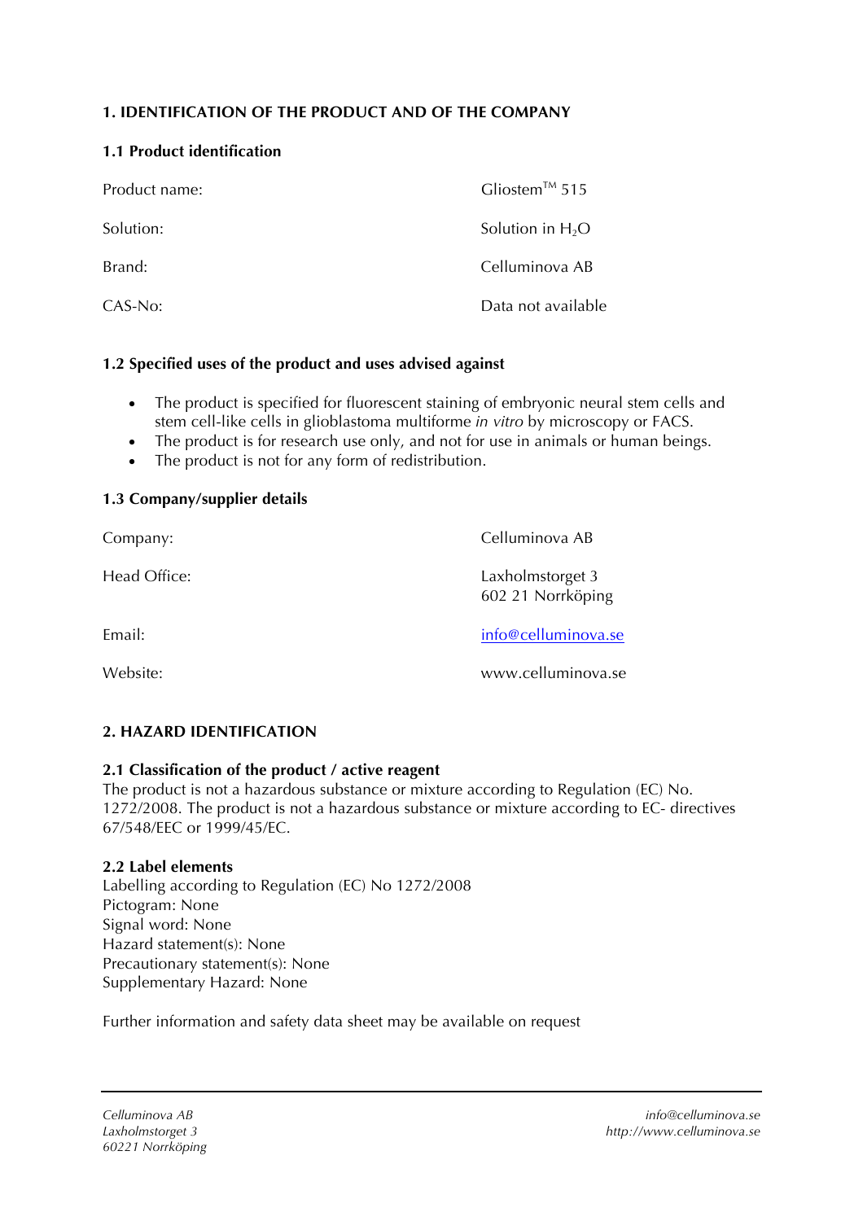## 1. IDENTIFICATION OF THE PRODUCT AND OF THE COMPANY

### 1.1 Product identification

| | |
|---|---|
| Product name: | Gliostem™ 515 |
| Solution: | Solution in $H_2O$ |
| Brand: | Celluminova AB |
| CAS-No: | Data not available |

### 1.2 Specified uses of the product and uses advised against

- The product is specified for fluorescent staining of embryonic neural stem cells and stem cell-like cells in glioblastoma multiforme *in vitro* by microscopy or FACS.
- The product is for research use only, and not for use in animals or human beings.
- The product is not for any form of redistribution.

### 1.3 Company/supplier details

| | |
|---|---|
| Company: | Celluminova AB |
| Head Office: | Laxholmstorget 3<br>602 21 Norrköping |
| Email: | info@celluminova.se |
| Website: | www.celluminova.se |

## 2. HAZARD IDENTIFICATION

### 2.1 Classification of the product / active reagent

The product is not a hazardous substance or mixture according to Regulation (EC) No. 1272/2008. The product is not a hazardous substance or mixture according to EC- directives 67/548/EEC or 1999/45/EC.

### 2.2 Label elements

Labelling according to Regulation (EC) No 1272/2008
Pictogram: None
Signal word: None
Hazard statement(s): None
Precautionary statement(s): None
Supplementary Hazard: None

Further information and safety data sheet may be available on request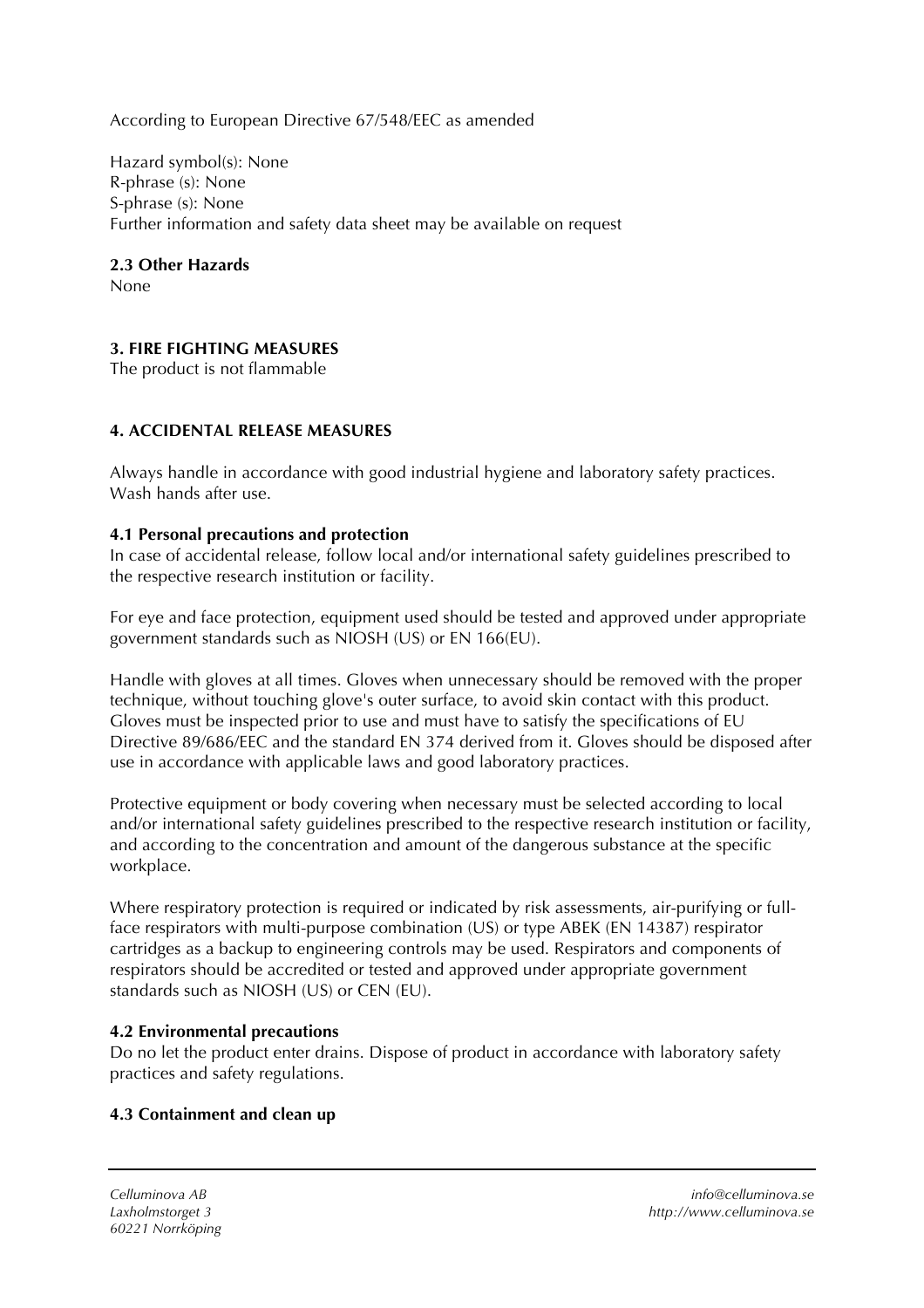According to European Directive 67/548/EEC as amended

Hazard symbol(s): None
R-phrase (s): None
S-phrase (s): None
Further information and safety data sheet may be available on request

**2.3 Other Hazards**
None

**3. FIRE FIGHTING MEASURES**
The product is not flammable

**4. ACCIDENTAL RELEASE MEASURES**

Always handle in accordance with good industrial hygiene and laboratory safety practices. Wash hands after use.

**4.1 Personal precautions and protection**
In case of accidental release, follow local and/or international safety guidelines prescribed to the respective research institution or facility.

For eye and face protection, equipment used should be tested and approved under appropriate government standards such as NIOSH (US) or EN 166(EU).

Handle with gloves at all times. Gloves when unnecessary should be removed with the proper technique, without touching glove's outer surface, to avoid skin contact with this product. Gloves must be inspected prior to use and must have to satisfy the specifications of EU Directive 89/686/EEC and the standard EN 374 derived from it. Gloves should be disposed after use in accordance with applicable laws and good laboratory practices.

Protective equipment or body covering when necessary must be selected according to local and/or international safety guidelines prescribed to the respective research institution or facility, and according to the concentration and amount of the dangerous substance at the specific workplace.

Where respiratory protection is required or indicated by risk assessments, air-purifying or full-face respirators with multi-purpose combination (US) or type ABEK (EN 14387) respirator cartridges as a backup to engineering controls may be used. Respirators and components of respirators should be accredited or tested and approved under appropriate government standards such as NIOSH (US) or CEN (EU).

**4.2 Environmental precautions**
Do no let the product enter drains. Dispose of product in accordance with laboratory safety practices and safety regulations.

**4.3 Containment and clean up**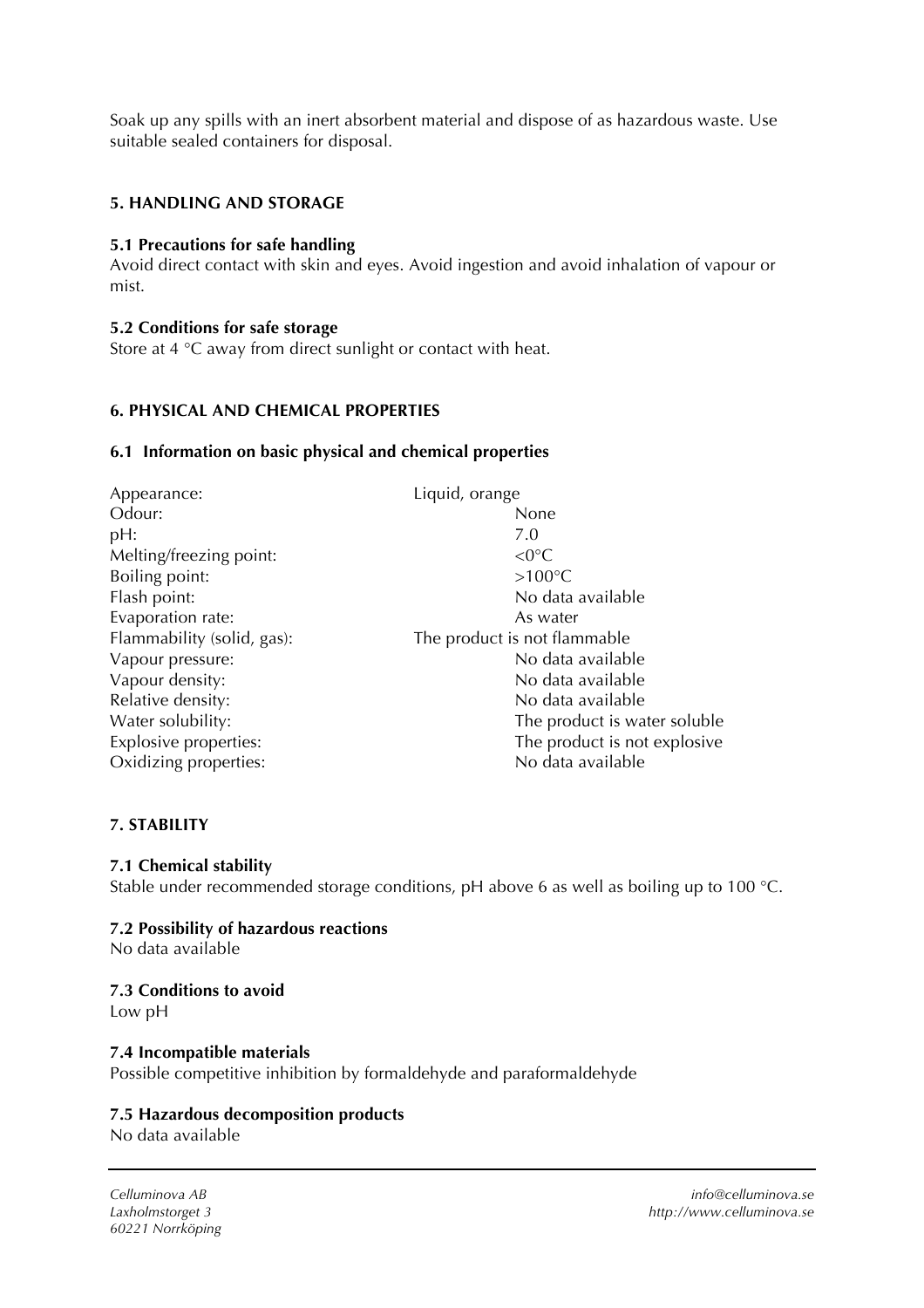Soak up any spills with an inert absorbent material and dispose of as hazardous waste. Use suitable sealed containers for disposal.

## 5. HANDLING AND STORAGE

### 5.1 Precautions for safe handling

Avoid direct contact with skin and eyes. Avoid ingestion and avoid inhalation of vapour or mist.

### 5.2 Conditions for safe storage

Store at 4 °C away from direct sunlight or contact with heat.

## 6. PHYSICAL AND CHEMICAL PROPERTIES

### 6.1 Information on basic physical and chemical properties

| Property | Value |
| --- | --- |
| Appearance: | Liquid, orange |
| Odour: | None |
| pH: | 7.0 |
| Melting/freezing point: | <0°C |
| Boiling point: | >100°C |
| Flash point: | No data available |
| Evaporation rate: | As water |
| Flammability (solid, gas): | The product is not flammable |
| Vapour pressure: | No data available |
| Vapour density: | No data available |
| Relative density: | No data available |
| Water solubility: | The product is water soluble |
| Explosive properties: | The product is not explosive |
| Oxidizing properties: | No data available |

## 7. STABILITY

### 7.1 Chemical stability

Stable under recommended storage conditions, pH above 6 as well as boiling up to 100 °C.

### 7.2 Possibility of hazardous reactions

No data available

### 7.3 Conditions to avoid

Low pH

### 7.4 Incompatible materials

Possible competitive inhibition by formaldehyde and paraformaldehyde

### 7.5 Hazardous decomposition products

No data available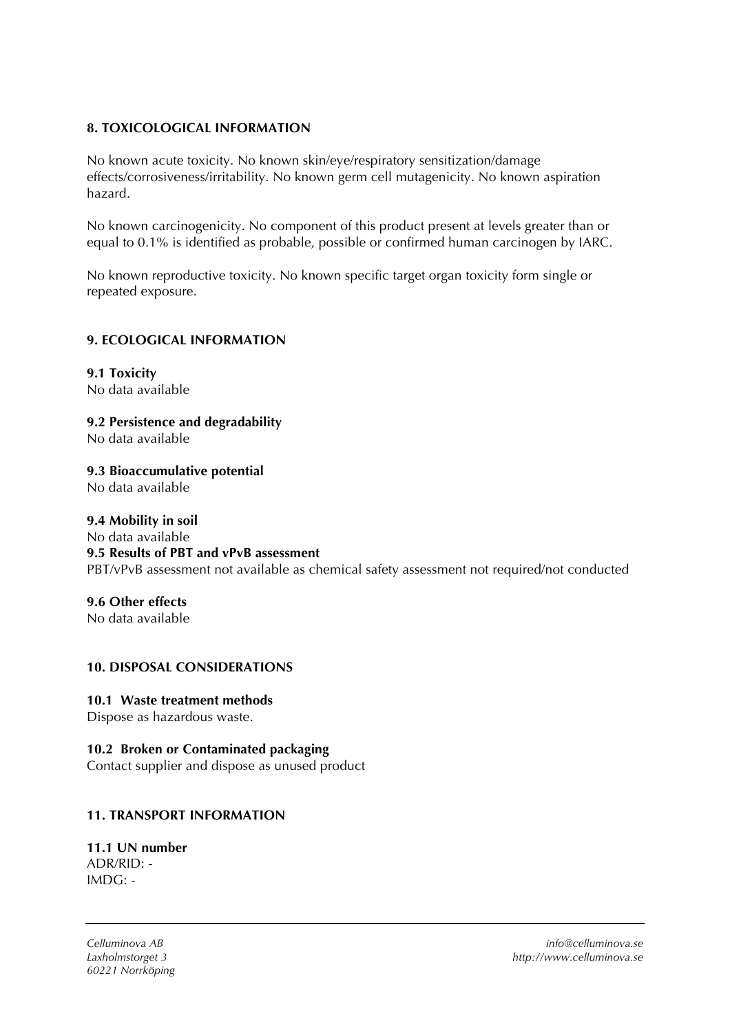## 8. TOXICOLOGICAL INFORMATION

No known acute toxicity. No known skin/eye/respiratory sensitization/damage effects/corrosiveness/irritability. No known germ cell mutagenicity. No known aspiration hazard.

No known carcinogenicity. No component of this product present at levels greater than or equal to 0.1% is identified as probable, possible or confirmed human carcinogen by IARC.

No known reproductive toxicity. No known specific target organ toxicity form single or repeated exposure.

## 9. ECOLOGICAL INFORMATION

**9.1 Toxicity**
No data available

**9.2 Persistence and degradability**
No data available

**9.3 Bioaccumulative potential**
No data available

**9.4 Mobility in soil**
No data available

**9.5 Results of PBT and vPvB assessment**
PBT/vPvB assessment not available as chemical safety assessment not required/not conducted

**9.6 Other effects**
No data available

## 10. DISPOSAL CONSIDERATIONS

**10.1 Waste treatment methods**
Dispose as hazardous waste.

**10.2 Broken or Contaminated packaging**
Contact supplier and dispose as unused product

## 11. TRANSPORT INFORMATION

**11.1 UN number**
ADR/RID: -
IMDG: -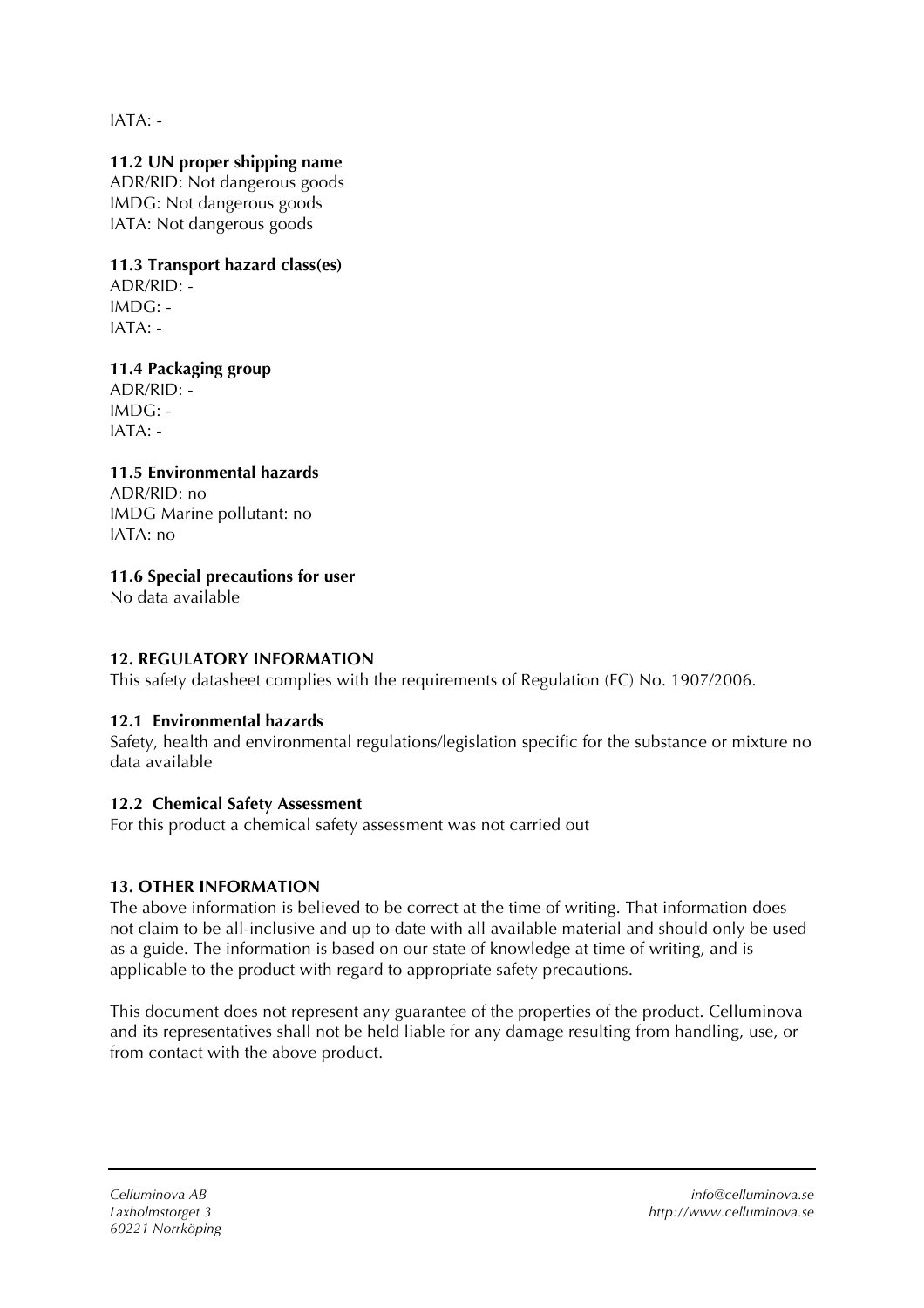IATA: -

**11.2 UN proper shipping name**
ADR/RID: Not dangerous goods
IMDG: Not dangerous goods
IATA: Not dangerous goods

**11.3 Transport hazard class(es)**
ADR/RID: -
IMDG: -
IATA: -

**11.4 Packaging group**
ADR/RID: -
IMDG: -
IATA: -

**11.5 Environmental hazards**
ADR/RID: no
IMDG Marine pollutant: no
IATA: no

**11.6 Special precautions for user**
No data available

## 12. REGULATORY INFORMATION

This safety datasheet complies with the requirements of Regulation (EC) No. 1907/2006.

**12.1 Environmental hazards**
Safety, health and environmental regulations/legislation specific for the substance or mixture no data available

**12.2 Chemical Safety Assessment**
For this product a chemical safety assessment was not carried out

## 13. OTHER INFORMATION

The above information is believed to be correct at the time of writing. That information does not claim to be all-inclusive and up to date with all available material and should only be used as a guide. The information is based on our state of knowledge at time of writing, and is applicable to the product with regard to appropriate safety precautions.

This document does not represent any guarantee of the properties of the product. Celluminova and its representatives shall not be held liable for any damage resulting from handling, use, or from contact with the above product.